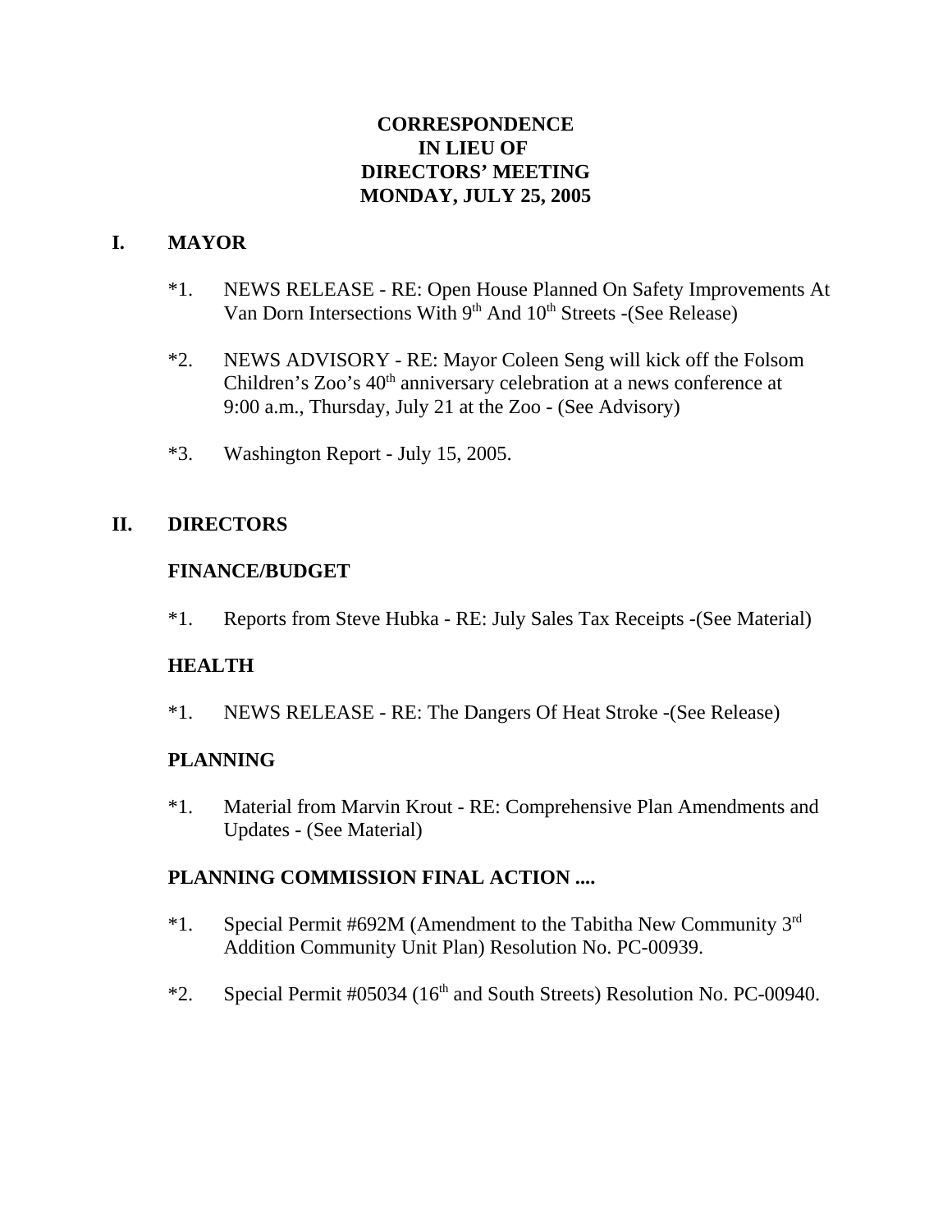# CORRESPONDENCE
# IN LIEU OF
# DIRECTORS' MEETING
# MONDAY, JULY 25, 2005

## I. MAYOR

*1. NEWS RELEASE - RE: Open House Planned On Safety Improvements At Van Dorn Intersections With 9th And 10th Streets -(See Release)

*2. NEWS ADVISORY - RE: Mayor Coleen Seng will kick off the Folsom Children's Zoo's 40th anniversary celebration at a news conference at 9:00 a.m., Thursday, July 21 at the Zoo - (See Advisory)

*3. Washington Report - July 15, 2005.

## II. DIRECTORS

### FINANCE/BUDGET

*1. Reports from Steve Hubka - RE: July Sales Tax Receipts -(See Material)

### HEALTH

*1. NEWS RELEASE - RE: The Dangers Of Heat Stroke -(See Release)

### PLANNING

*1. Material from Marvin Krout - RE: Comprehensive Plan Amendments and Updates - (See Material)

### PLANNING COMMISSION FINAL ACTION ....

*1. Special Permit #692M (Amendment to the Tabitha New Community 3rd Addition Community Unit Plan) Resolution No. PC-00939.

*2. Special Permit #05034 (16th and South Streets) Resolution No. PC-00940.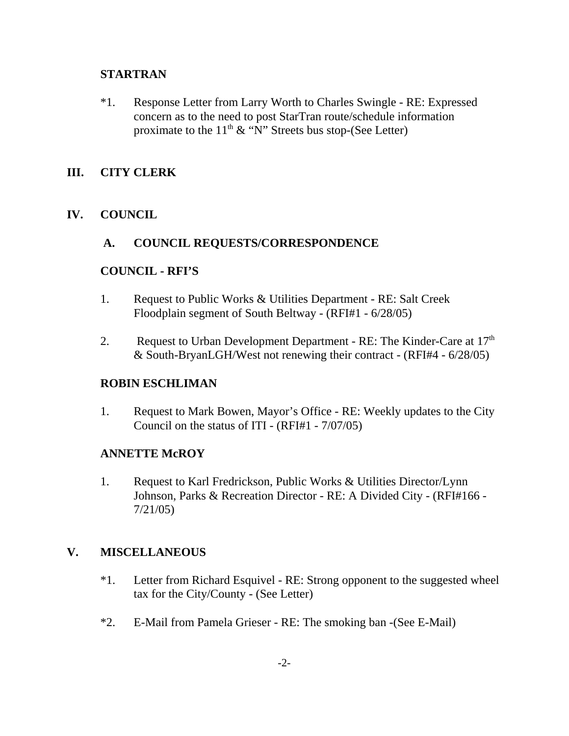**STARTRAN**

*1. Response Letter from Larry Worth to Charles Swingle - RE: Expressed concern as to the need to post StarTran route/schedule information proximate to the 11th & "N" Streets bus stop-(See Letter)

## III. CITY CLERK

## IV. COUNCIL

### A. COUNCIL REQUESTS/CORRESPONDENCE

**COUNCIL - RFI'S**

1. Request to Public Works & Utilities Department - RE: Salt Creek Floodplain segment of South Beltway - (RFI#1 - 6/28/05)

2. Request to Urban Development Department - RE: The Kinder-Care at 17th & South-BryanLGH/West not renewing their contract - (RFI#4 - 6/28/05)

**ROBIN ESCHLIMAN**

1. Request to Mark Bowen, Mayor's Office - RE: Weekly updates to the City Council on the status of ITI - (RFI#1 - 7/07/05)

**ANNETTE McROY**

1. Request to Karl Fredrickson, Public Works & Utilities Director/Lynn Johnson, Parks & Recreation Director - RE: A Divided City - (RFI#166 - 7/21/05)

## V. MISCELLANEOUS

*1. Letter from Richard Esquivel - RE: Strong opponent to the suggested wheel tax for the City/County - (See Letter)

*2. E-Mail from Pamela Grieser - RE: The smoking ban -(See E-Mail)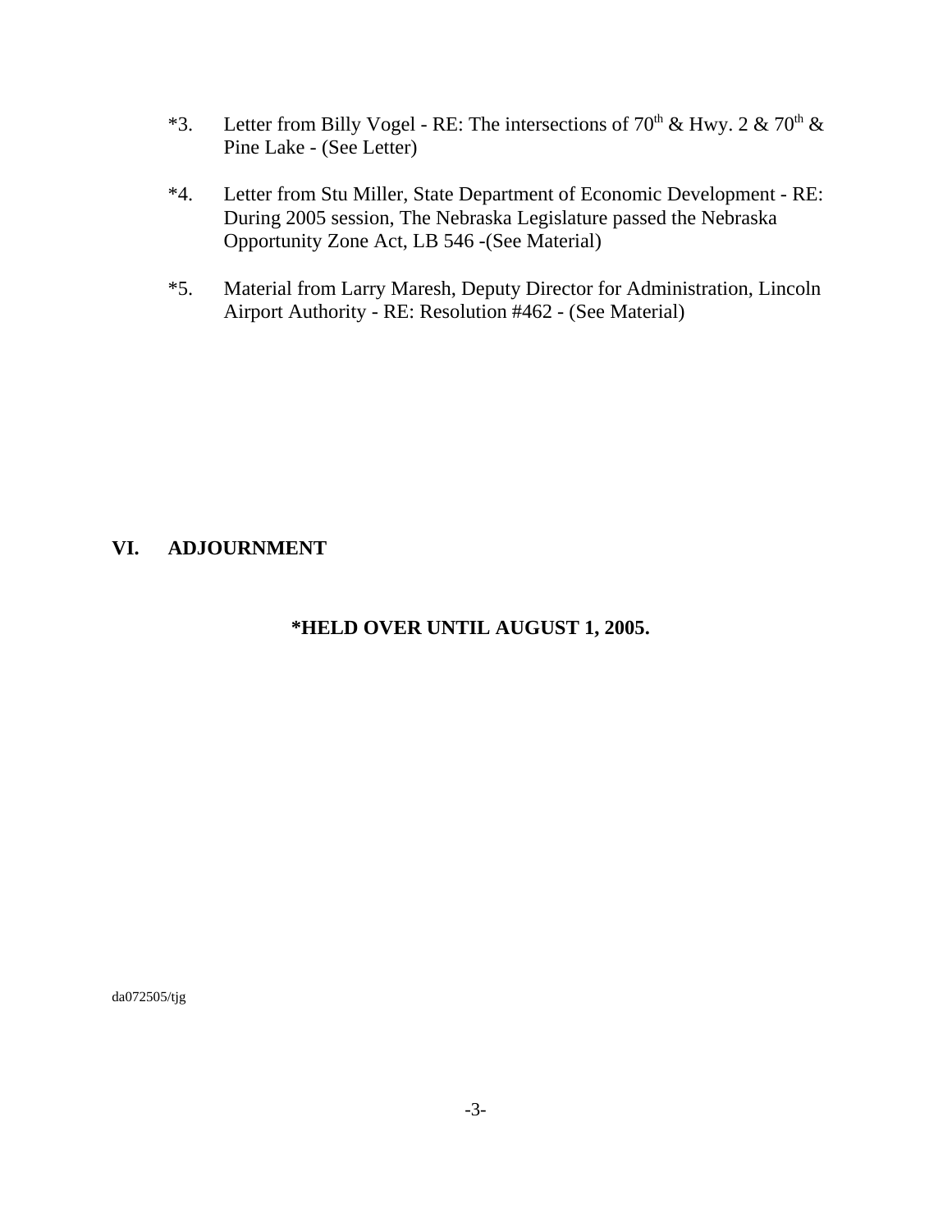*3. Letter from Billy Vogel - RE: The intersections of 70th & Hwy. 2 & 70th & Pine Lake - (See Letter)

*4. Letter from Stu Miller, State Department of Economic Development - RE: During 2005 session, The Nebraska Legislature passed the Nebraska Opportunity Zone Act, LB 546 -(See Material)

*5. Material from Larry Maresh, Deputy Director for Administration, Lincoln Airport Authority - RE: Resolution #462 - (See Material)

## VI. ADJOURNMENT

**\*HELD OVER UNTIL AUGUST 1, 2005.**

da072505/tjg